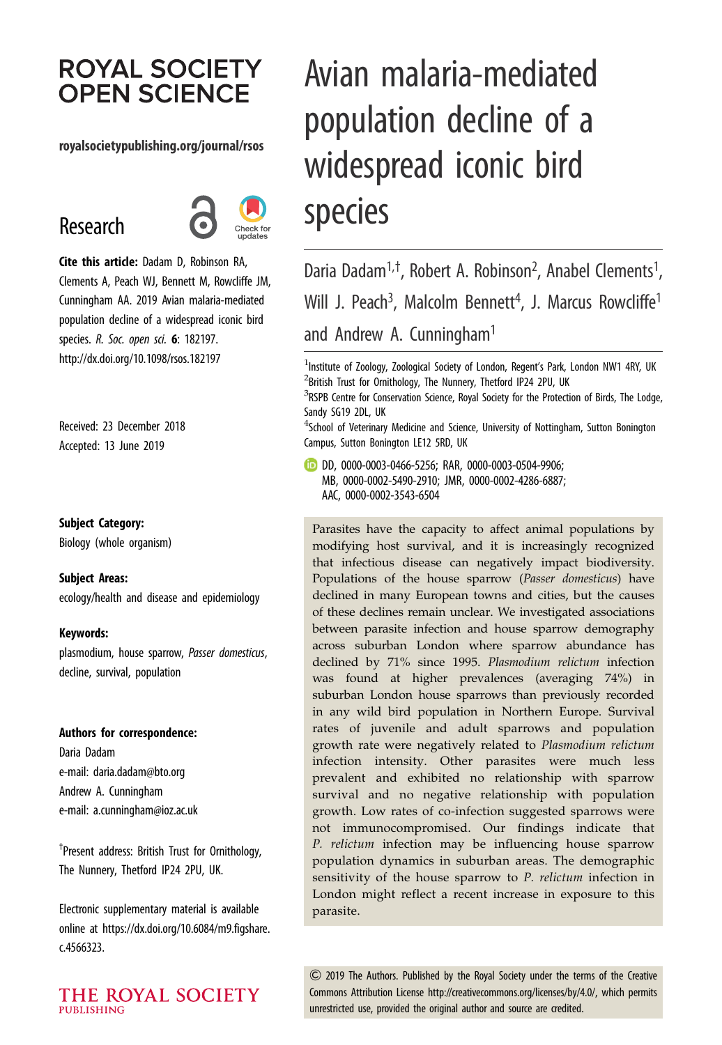# ROYAL SOCIETY OPEN SCIENCE

royalsocietypublishing.org/journal/rsos

## Research

**Cite this article:** Dadam D, Robinson RA, Clements A, Peach WJ, Bennett M, Rowcliffe JM, Cunningham AA. 2019 Avian malaria-mediated population decline of a widespread iconic bird species. *R. Soc. open sci.* **6**: 182197. http://dx.doi.org/10.1098/rsos.182197

Received: 23 December 2018
Accepted: 13 June 2019

**Subject Category:**
Biology (whole organism)

**Subject Areas:**
ecology/health and disease and epidemiology

**Keywords:**
plasmodium, house sparrow, *Passer domesticus*, decline, survival, population

**Authors for correspondence:**
Daria Dadam
e-mail: daria.dadam@bto.org
Andrew A. Cunningham
e-mail: a.cunningham@ioz.ac.uk

†Present address: British Trust for Ornithology, The Nunnery, Thetford IP24 2PU, UK.

Electronic supplementary material is available online at https://dx.doi.org/10.6084/m9.figshare.c.4566323.

# Avian malaria-mediated population decline of a widespread iconic bird species

Daria Dadam[1,†], Robert A. Robinson[2], Anabel Clements[1], Will J. Peach[3], Malcolm Bennett[4], J. Marcus Rowcliffe[1] and Andrew A. Cunningham[1]

[1]Institute of Zoology, Zoological Society of London, Regent's Park, London NW1 4RY, UK
[2]British Trust for Ornithology, The Nunnery, Thetford IP24 2PU, UK
[3]RSPB Centre for Conservation Science, Royal Society for the Protection of Birds, The Lodge, Sandy SG19 2DL, UK
[4]School of Veterinary Medicine and Science, University of Nottingham, Sutton Bonington Campus, Sutton Bonington LE12 5RD, UK

DD, 0000-0003-0466-5256; RAR, 0000-0003-0504-9906; MB, 0000-0002-5490-2910; JMR, 0000-0002-4286-6887; AAC, 0000-0002-3543-6504

Parasites have the capacity to affect animal populations by modifying host survival, and it is increasingly recognized that infectious disease can negatively impact biodiversity. Populations of the house sparrow (*Passer domesticus*) have declined in many European towns and cities, but the causes of these declines remain unclear. We investigated associations between parasite infection and house sparrow demography across suburban London where sparrow abundance has declined by 71% since 1995. *Plasmodium relictum* infection was found at higher prevalences (averaging 74%) in suburban London house sparrows than previously recorded in any wild bird population in Northern Europe. Survival rates of juvenile and adult sparrows and population growth rate were negatively related to *Plasmodium relictum* infection intensity. Other parasites were much less prevalent and exhibited no relationship with sparrow survival and no negative relationship with population growth. Low rates of co-infection suggested sparrows were not immunocompromised. Our findings indicate that *P. relictum* infection may be influencing house sparrow population dynamics in suburban areas. The demographic sensitivity of the house sparrow to *P. relictum* infection in London might reflect a recent increase in exposure to this parasite.

© 2019 The Authors. Published by the Royal Society under the terms of the Creative Commons Attribution License http://creativecommons.org/licenses/by/4.0/, which permits unrestricted use, provided the original author and source are credited.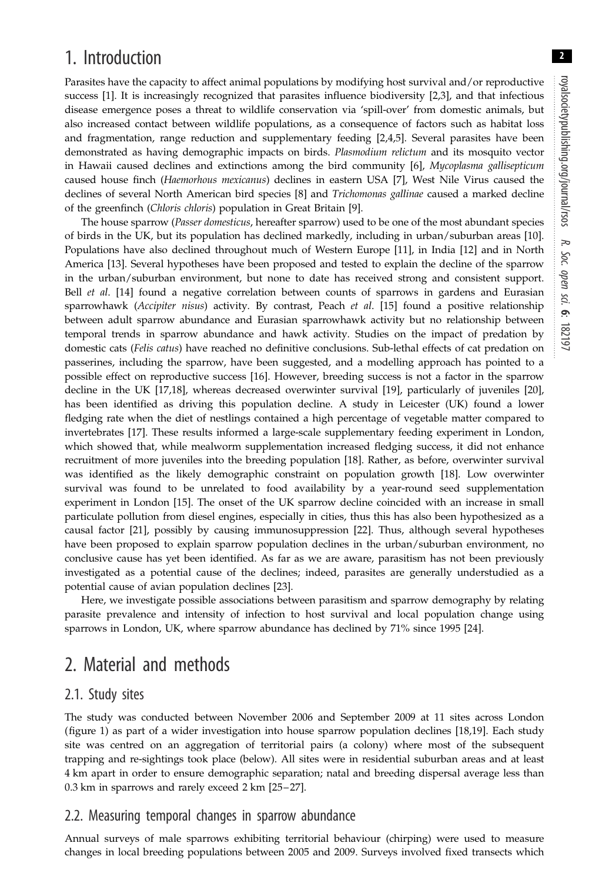# 1. Introduction

Parasites have the capacity to affect animal populations by modifying host survival and/or reproductive success [1]. It is increasingly recognized that parasites influence biodiversity [2,3], and that infectious disease emergence poses a threat to wildlife conservation via 'spill-over' from domestic animals, but also increased contact between wildlife populations, as a consequence of factors such as habitat loss and fragmentation, range reduction and supplementary feeding [2,4,5]. Several parasites have been demonstrated as having demographic impacts on birds. *Plasmodium relictum* and its mosquito vector in Hawaii caused declines and extinctions among the bird community [6], *Mycoplasma gallisepticum* caused house finch (*Haemorhous mexicanus*) declines in eastern USA [7], West Nile Virus caused the declines of several North American bird species [8] and *Trichomonas gallinae* caused a marked decline of the greenfinch (*Chloris chloris*) population in Great Britain [9].

The house sparrow (*Passer domesticus*, hereafter sparrow) used to be one of the most abundant species of birds in the UK, but its population has declined markedly, including in urban/suburban areas [10]. Populations have also declined throughout much of Western Europe [11], in India [12] and in North America [13]. Several hypotheses have been proposed and tested to explain the decline of the sparrow in the urban/suburban environment, but none to date has received strong and consistent support. Bell *et al*. [14] found a negative correlation between counts of sparrows in gardens and Eurasian sparrowhawk (*Accipiter nisus*) activity. By contrast, Peach *et al*. [15] found a positive relationship between adult sparrow abundance and Eurasian sparrowhawk activity but no relationship between temporal trends in sparrow abundance and hawk activity. Studies on the impact of predation by domestic cats (*Felis catus*) have reached no definitive conclusions. Sub-lethal effects of cat predation on passerines, including the sparrow, have been suggested, and a modelling approach has pointed to a possible effect on reproductive success [16]. However, breeding success is not a factor in the sparrow decline in the UK [17,18], whereas decreased overwinter survival [19], particularly of juveniles [20], has been identified as driving this population decline. A study in Leicester (UK) found a lower fledging rate when the diet of nestlings contained a high percentage of vegetable matter compared to invertebrates [17]. These results informed a large-scale supplementary feeding experiment in London, which showed that, while mealworm supplementation increased fledging success, it did not enhance recruitment of more juveniles into the breeding population [18]. Rather, as before, overwinter survival was identified as the likely demographic constraint on population growth [18]. Low overwinter survival was found to be unrelated to food availability by a year-round seed supplementation experiment in London [15]. The onset of the UK sparrow decline coincided with an increase in small particulate pollution from diesel engines, especially in cities, thus this has also been hypothesized as a causal factor [21], possibly by causing immunosuppression [22]. Thus, although several hypotheses have been proposed to explain sparrow population declines in the urban/suburban environment, no conclusive cause has yet been identified. As far as we are aware, parasitism has not been previously investigated as a potential cause of the declines; indeed, parasites are generally understudied as a potential cause of avian population declines [23].

Here, we investigate possible associations between parasitism and sparrow demography by relating parasite prevalence and intensity of infection to host survival and local population change using sparrows in London, UK, where sparrow abundance has declined by 71% since 1995 [24].

# 2. Material and methods

## 2.1. Study sites

The study was conducted between November 2006 and September 2009 at 11 sites across London (figure 1) as part of a wider investigation into house sparrow population declines [18,19]. Each study site was centred on an aggregation of territorial pairs (a colony) where most of the subsequent trapping and re-sightings took place (below). All sites were in residential suburban areas and at least 4 km apart in order to ensure demographic separation; natal and breeding dispersal average less than 0.3 km in sparrows and rarely exceed 2 km [25–27].

## 2.2. Measuring temporal changes in sparrow abundance

Annual surveys of male sparrows exhibiting territorial behaviour (chirping) were used to measure changes in local breeding populations between 2005 and 2009. Surveys involved fixed transects which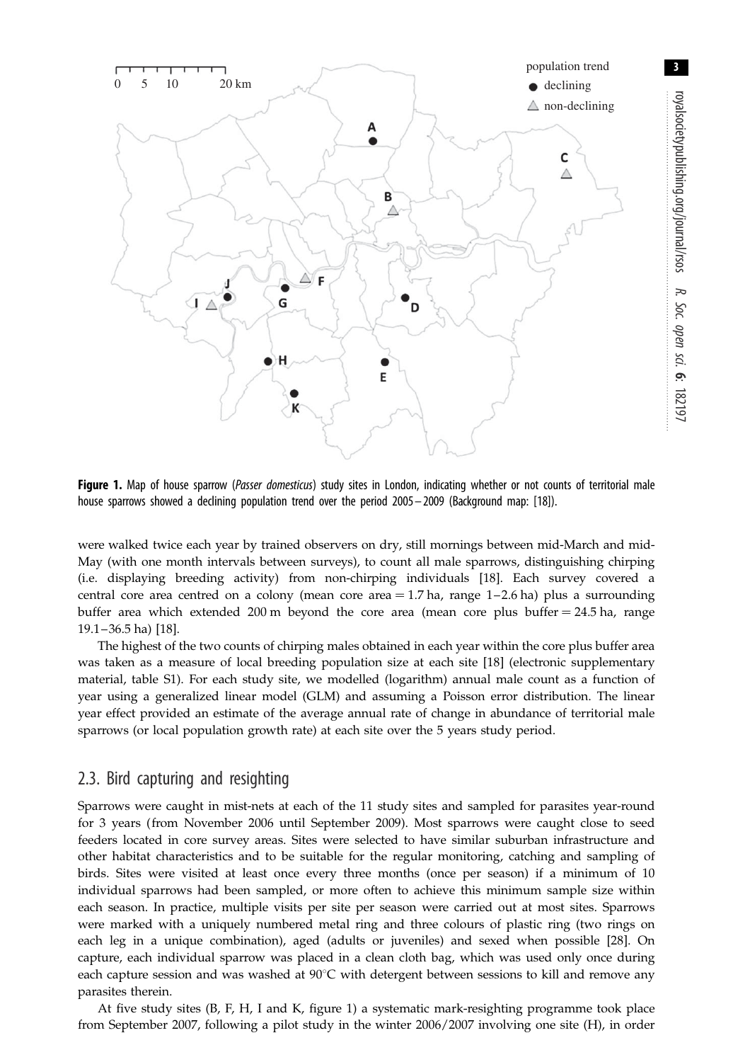0 5 10 20 km

population trend
declining
non-declining

A
B
C
D
E
F
G
H
I
J
K

**Figure 1.** Map of house sparrow (*Passer domesticus*) study sites in London, indicating whether or not counts of territorial male house sparrows showed a declining population trend over the period 2005–2009 (Background map: [18]).

were walked twice each year by trained observers on dry, still mornings between mid-March and mid-May (with one month intervals between surveys), to count all male sparrows, distinguishing chirping (i.e. displaying breeding activity) from non-chirping individuals [18]. Each survey covered a central core area centred on a colony (mean core area = 1.7 ha, range 1–2.6 ha) plus a surrounding buffer area which extended 200 m beyond the core area (mean core plus buffer = 24.5 ha, range 19.1–36.5 ha) [18].

The highest of the two counts of chirping males obtained in each year within the core plus buffer area was taken as a measure of local breeding population size at each site [18] (electronic supplementary material, table S1). For each study site, we modelled (logarithm) annual male count as a function of year using a generalized linear model (GLM) and assuming a Poisson error distribution. The linear year effect provided an estimate of the average annual rate of change in abundance of territorial male sparrows (or local population growth rate) at each site over the 5 years study period.

## 2.3. Bird capturing and resighting

Sparrows were caught in mist-nets at each of the 11 study sites and sampled for parasites year-round for 3 years (from November 2006 until September 2009). Most sparrows were caught close to seed feeders located in core survey areas. Sites were selected to have similar suburban infrastructure and other habitat characteristics and to be suitable for the regular monitoring, catching and sampling of birds. Sites were visited at least once every three months (once per season) if a minimum of 10 individual sparrows had been sampled, or more often to achieve this minimum sample size within each season. In practice, multiple visits per site per season were carried out at most sites. Sparrows were marked with a uniquely numbered metal ring and three colours of plastic ring (two rings on each leg in a unique combination), aged (adults or juveniles) and sexed when possible [28]. On capture, each individual sparrow was placed in a clean cloth bag, which was used only once during each capture session and was washed at 90°C with detergent between sessions to kill and remove any parasites therein.

At five study sites (B, F, H, I and K, figure 1) a systematic mark-resighting programme took place from September 2007, following a pilot study in the winter 2006/2007 involving one site (H), in order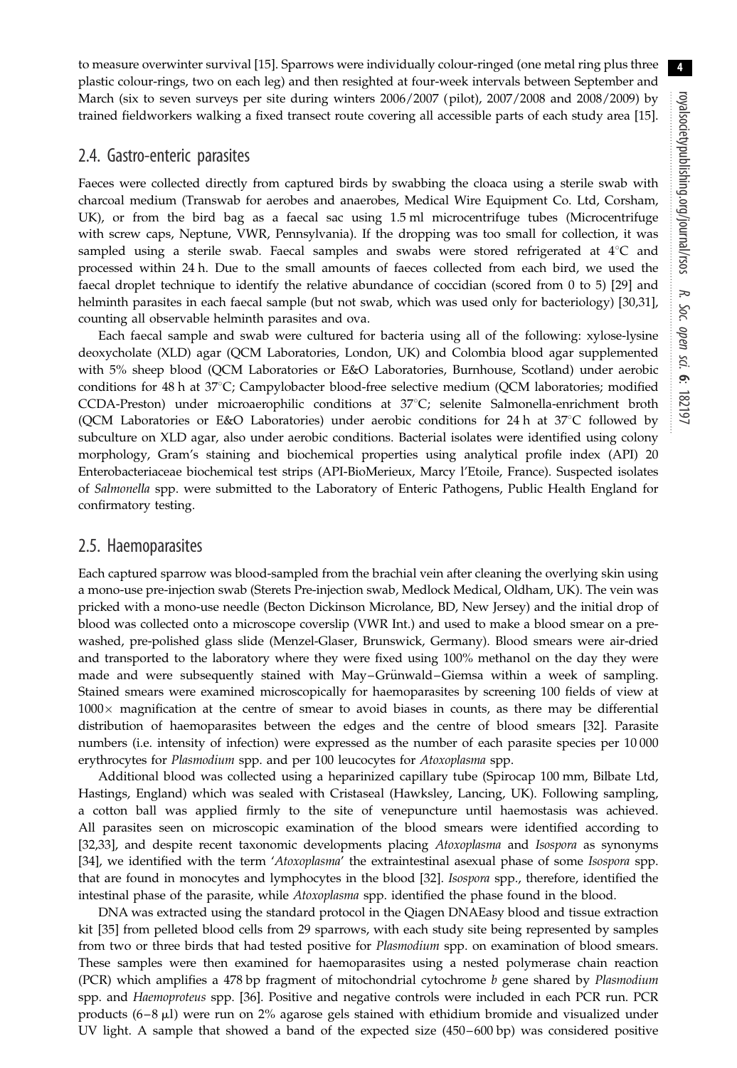to measure overwinter survival [15]. Sparrows were individually colour-ringed (one metal ring plus three plastic colour-rings, two on each leg) and then resighted at four-week intervals between September and March (six to seven surveys per site during winters 2006/2007 (pilot), 2007/2008 and 2008/2009) by trained fieldworkers walking a fixed transect route covering all accessible parts of each study area [15].

## 2.4. Gastro-enteric parasites

Faeces were collected directly from captured birds by swabbing the cloaca using a sterile swab with charcoal medium (Transwab for aerobes and anaerobes, Medical Wire Equipment Co. Ltd, Corsham, UK), or from the bird bag as a faecal sac using 1.5 ml microcentrifuge tubes (Microcentrifuge with screw caps, Neptune, VWR, Pennsylvania). If the dropping was too small for collection, it was sampled using a sterile swab. Faecal samples and swabs were stored refrigerated at 4°C and processed within 24 h. Due to the small amounts of faeces collected from each bird, we used the faecal droplet technique to identify the relative abundance of coccidian (scored from 0 to 5) [29] and helminth parasites in each faecal sample (but not swab, which was used only for bacteriology) [30,31], counting all observable helminth parasites and ova.

Each faecal sample and swab were cultured for bacteria using all of the following: xylose-lysine deoxycholate (XLD) agar (QCM Laboratories, London, UK) and Colombia blood agar supplemented with 5% sheep blood (QCM Laboratories or E&O Laboratories, Burnhouse, Scotland) under aerobic conditions for 48 h at 37°C; Campylobacter blood-free selective medium (QCM laboratories; modified CCDA-Preston) under microaerophilic conditions at 37°C; selenite Salmonella-enrichment broth (QCM Laboratories or E&O Laboratories) under aerobic conditions for 24 h at 37°C followed by subculture on XLD agar, also under aerobic conditions. Bacterial isolates were identified using colony morphology, Gram's staining and biochemical properties using analytical profile index (API) 20 Enterobacteriaceae biochemical test strips (API-BioMerieux, Marcy l'Etoile, France). Suspected isolates of *Salmonella* spp. were submitted to the Laboratory of Enteric Pathogens, Public Health England for confirmatory testing.

## 2.5. Haemoparasites

Each captured sparrow was blood-sampled from the brachial vein after cleaning the overlying skin using a mono-use pre-injection swab (Sterets Pre-injection swab, Medlock Medical, Oldham, UK). The vein was pricked with a mono-use needle (Becton Dickinson Microlance, BD, New Jersey) and the initial drop of blood was collected onto a microscope coverslip (VWR Int.) and used to make a blood smear on a pre-washed, pre-polished glass slide (Menzel-Glaser, Brunswick, Germany). Blood smears were air-dried and transported to the laboratory where they were fixed using 100% methanol on the day they were made and were subsequently stained with May–Grünwald–Giemsa within a week of sampling. Stained smears were examined microscopically for haemoparasites by screening 100 fields of view at 1000× magnification at the centre of smear to avoid biases in counts, as there may be differential distribution of haemoparasites between the edges and the centre of blood smears [32]. Parasite numbers (i.e. intensity of infection) were expressed as the number of each parasite species per 10 000 erythrocytes for *Plasmodium* spp. and per 100 leucocytes for *Atoxoplasma* spp.

Additional blood was collected using a heparinized capillary tube (Spirocap 100 mm, Bilbate Ltd, Hastings, England) which was sealed with Cristaseal (Hawksley, Lancing, UK). Following sampling, a cotton ball was applied firmly to the site of venepuncture until haemostasis was achieved. All parasites seen on microscopic examination of the blood smears were identified according to [32,33], and despite recent taxonomic developments placing *Atoxoplasma* and *Isospora* as synonyms [34], we identified with the term '*Atoxoplasma*' the extraintestinal asexual phase of some *Isospora* spp. that are found in monocytes and lymphocytes in the blood [32]. *Isospora* spp., therefore, identified the intestinal phase of the parasite, while *Atoxoplasma* spp. identified the phase found in the blood.

DNA was extracted using the standard protocol in the Qiagen DNAEasy blood and tissue extraction kit [35] from pelleted blood cells from 29 sparrows, with each study site being represented by samples from two or three birds that had tested positive for *Plasmodium* spp. on examination of blood smears. These samples were then examined for haemoparasites using a nested polymerase chain reaction (PCR) which amplifies a 478 bp fragment of mitochondrial cytochrome *b* gene shared by *Plasmodium* spp. and *Haemoproteus* spp. [36]. Positive and negative controls were included in each PCR run. PCR products (6–8 µl) were run on 2% agarose gels stained with ethidium bromide and visualized under UV light. A sample that showed a band of the expected size (450–600 bp) was considered positive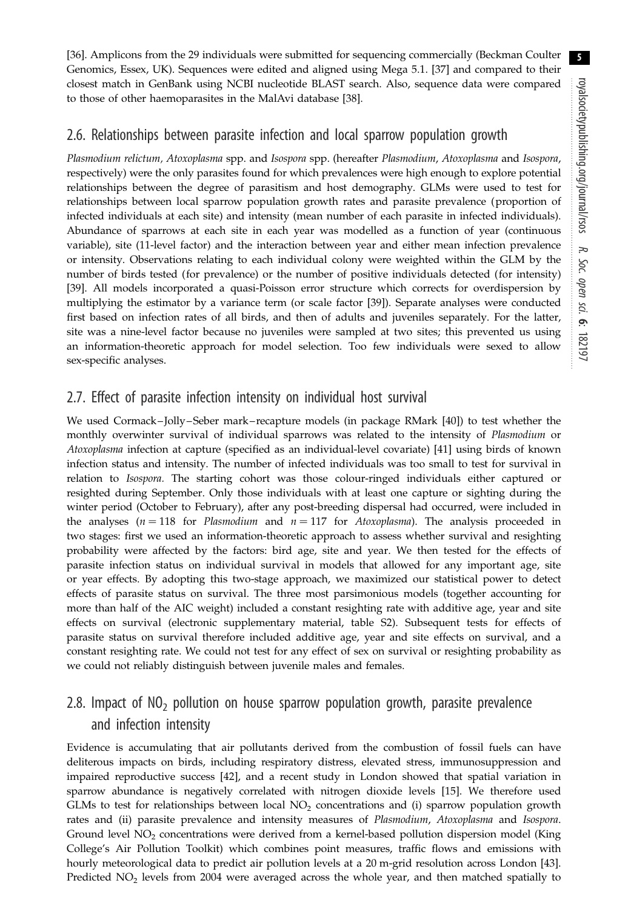[36]. Amplicons from the 29 individuals were submitted for sequencing commercially (Beckman Coulter Genomics, Essex, UK). Sequences were edited and aligned using Mega 5.1. [37] and compared to their closest match in GenBank using NCBI nucleotide BLAST search. Also, sequence data were compared to those of other haemoparasites in the MalAvi database [38].

## 2.6. Relationships between parasite infection and local sparrow population growth

*Plasmodium relictum*, *Atoxoplasma* spp. and *Isospora* spp. (hereafter *Plasmodium*, *Atoxoplasma* and *Isospora*, respectively) were the only parasites found for which prevalences were high enough to explore potential relationships between the degree of parasitism and host demography. GLMs were used to test for relationships between local sparrow population growth rates and parasite prevalence (proportion of infected individuals at each site) and intensity (mean number of each parasite in infected individuals). Abundance of sparrows at each site in each year was modelled as a function of year (continuous variable), site (11-level factor) and the interaction between year and either mean infection prevalence or intensity. Observations relating to each individual colony were weighted within the GLM by the number of birds tested (for prevalence) or the number of positive individuals detected (for intensity) [39]. All models incorporated a quasi-Poisson error structure which corrects for overdispersion by multiplying the estimator by a variance term (or scale factor [39]). Separate analyses were conducted first based on infection rates of all birds, and then of adults and juveniles separately. For the latter, site was a nine-level factor because no juveniles were sampled at two sites; this prevented us using an information-theoretic approach for model selection. Too few individuals were sexed to allow sex-specific analyses.

## 2.7. Effect of parasite infection intensity on individual host survival

We used Cormack–Jolly–Seber mark–recapture models (in package RMark [40]) to test whether the monthly overwinter survival of individual sparrows was related to the intensity of *Plasmodium* or *Atoxoplasma* infection at capture (specified as an individual-level covariate) [41] using birds of known infection status and intensity. The number of infected individuals was too small to test for survival in relation to *Isospora*. The starting cohort was those colour-ringed individuals either captured or resighted during September. Only those individuals with at least one capture or sighting during the winter period (October to February), after any post-breeding dispersal had occurred, were included in the analyses ($n = 118$ for *Plasmodium* and $n = 117$ for *Atoxoplasma*). The analysis proceeded in two stages: first we used an information-theoretic approach to assess whether survival and resighting probability were affected by the factors: bird age, site and year. We then tested for the effects of parasite infection status on individual survival in models that allowed for any important age, site or year effects. By adopting this two-stage approach, we maximized our statistical power to detect effects of parasite status on survival. The three most parsimonious models (together accounting for more than half of the AIC weight) included a constant resighting rate with additive age, year and site effects on survival (electronic supplementary material, table S2). Subsequent tests for effects of parasite status on survival therefore included additive age, year and site effects on survival, and a constant resighting rate. We could not test for any effect of sex on survival or resighting probability as we could not reliably distinguish between juvenile males and females.

## 2.8. Impact of $NO_2$ pollution on house sparrow population growth, parasite prevalence and infection intensity

Evidence is accumulating that air pollutants derived from the combustion of fossil fuels can have deliterous impacts on birds, including respiratory distress, elevated stress, immunosuppression and impaired reproductive success [42], and a recent study in London showed that spatial variation in sparrow abundance is negatively correlated with nitrogen dioxide levels [15]. We therefore used GLMs to test for relationships between local $NO_2$ concentrations and (i) sparrow population growth rates and (ii) parasite prevalence and intensity measures of *Plasmodium*, *Atoxoplasma* and *Isospora*. Ground level $NO_2$ concentrations were derived from a kernel-based pollution dispersion model (King College's Air Pollution Toolkit) which combines point measures, traffic flows and emissions with hourly meteorological data to predict air pollution levels at a 20 m-grid resolution across London [43]. Predicted $NO_2$ levels from 2004 were averaged across the whole year, and then matched spatially to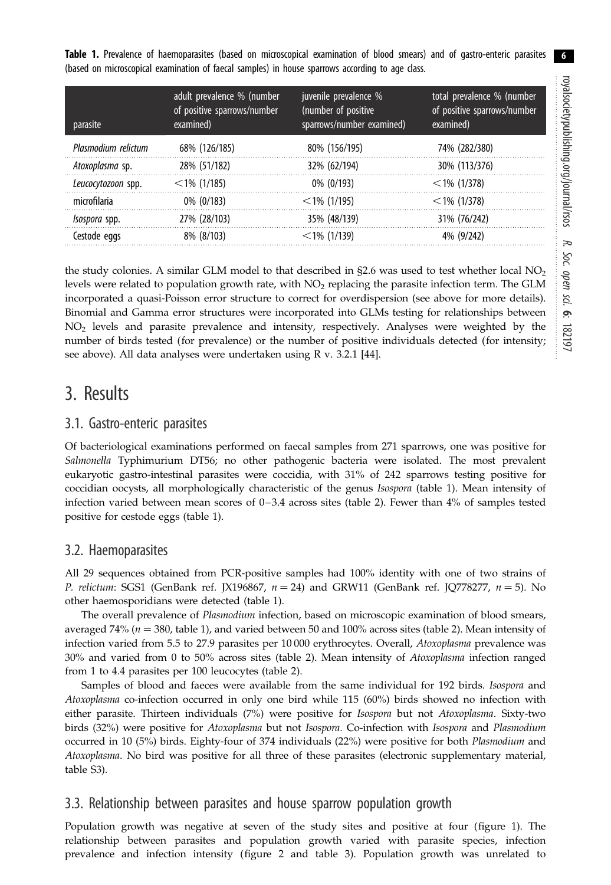**Table 1.** Prevalence of haemoparasites (based on microscopical examination of blood smears) and of gastro-enteric parasites (based on microscopical examination of faecal samples) in house sparrows according to age class.

| parasite | adult prevalence % (number of positive sparrows/number examined) | juvenile prevalence % (number of positive sparrows/number examined) | total prevalence % (number of positive sparrows/number examined) |
|---|---|---|---|
| *Plasmodium relictum* | 68% (126/185) | 80% (156/195) | 74% (282/380) |
| *Atoxoplasma* sp. | 28% (51/182) | 32% (62/194) | 30% (113/376) |
| *Leucocytozoon* spp. | <1% (1/185) | 0% (0/193) | <1% (1/378) |
| microfilaria | 0% (0/183) | <1% (1/195) | <1% (1/378) |
| *Isospora* spp. | 27% (28/103) | 35% (48/139) | 31% (76/242) |
| Cestode eggs | 8% (8/103) | <1% (1/139) | 4% (9/242) |

the study colonies. A similar GLM model to that described in §2.6 was used to test whether local $NO_2$ levels were related to population growth rate, with $NO_2$ replacing the parasite infection term. The GLM incorporated a quasi-Poisson error structure to correct for overdispersion (see above for more details). Binomial and Gamma error structures were incorporated into GLMs testing for relationships between $NO_2$ levels and parasite prevalence and intensity, respectively. Analyses were weighted by the number of birds tested (for prevalence) or the number of positive individuals detected (for intensity; see above). All data analyses were undertaken using R v. 3.2.1 [44].

# 3. Results

## 3.1. Gastro-enteric parasites

Of bacteriological examinations performed on faecal samples from 271 sparrows, one was positive for *Salmonella* Typhimurium DT56; no other pathogenic bacteria were isolated. The most prevalent eukaryotic gastro-intestinal parasites were coccidia, with 31% of 242 sparrows testing positive for coccidian oocysts, all morphologically characteristic of the genus *Isospora* (table 1). Mean intensity of infection varied between mean scores of 0–3.4 across sites (table 2). Fewer than 4% of samples tested positive for cestode eggs (table 1).

## 3.2. Haemoparasites

All 29 sequences obtained from PCR-positive samples had 100% identity with one of two strains of *P. relictum*: SGS1 (GenBank ref. JX196867, $n = 24$) and GRW11 (GenBank ref. JQ778277, $n = 5$). No other haemosporidians were detected (table 1).

The overall prevalence of *Plasmodium* infection, based on microscopic examination of blood smears, averaged 74% ($n = 380$, table 1), and varied between 50 and 100% across sites (table 2). Mean intensity of infection varied from 5.5 to 27.9 parasites per 10 000 erythrocytes. Overall, *Atoxoplasma* prevalence was 30% and varied from 0 to 50% across sites (table 2). Mean intensity of *Atoxoplasma* infection ranged from 1 to 4.4 parasites per 100 leucocytes (table 2).

Samples of blood and faeces were available from the same individual for 192 birds. *Isospora* and *Atoxoplasma* co-infection occurred in only one bird while 115 (60%) birds showed no infection with either parasite. Thirteen individuals (7%) were positive for *Isospora* but not *Atoxoplasma*. Sixty-two birds (32%) were positive for *Atoxoplasma* but not *Isospora*. Co-infection with *Isospora* and *Plasmodium* occurred in 10 (5%) birds. Eighty-four of 374 individuals (22%) were positive for both *Plasmodium* and *Atoxoplasma*. No bird was positive for all three of these parasites (electronic supplementary material, table S3).

## 3.3. Relationship between parasites and house sparrow population growth

Population growth was negative at seven of the study sites and positive at four (figure 1). The relationship between parasites and population growth varied with parasite species, infection prevalence and infection intensity (figure 2 and table 3). Population growth was unrelated to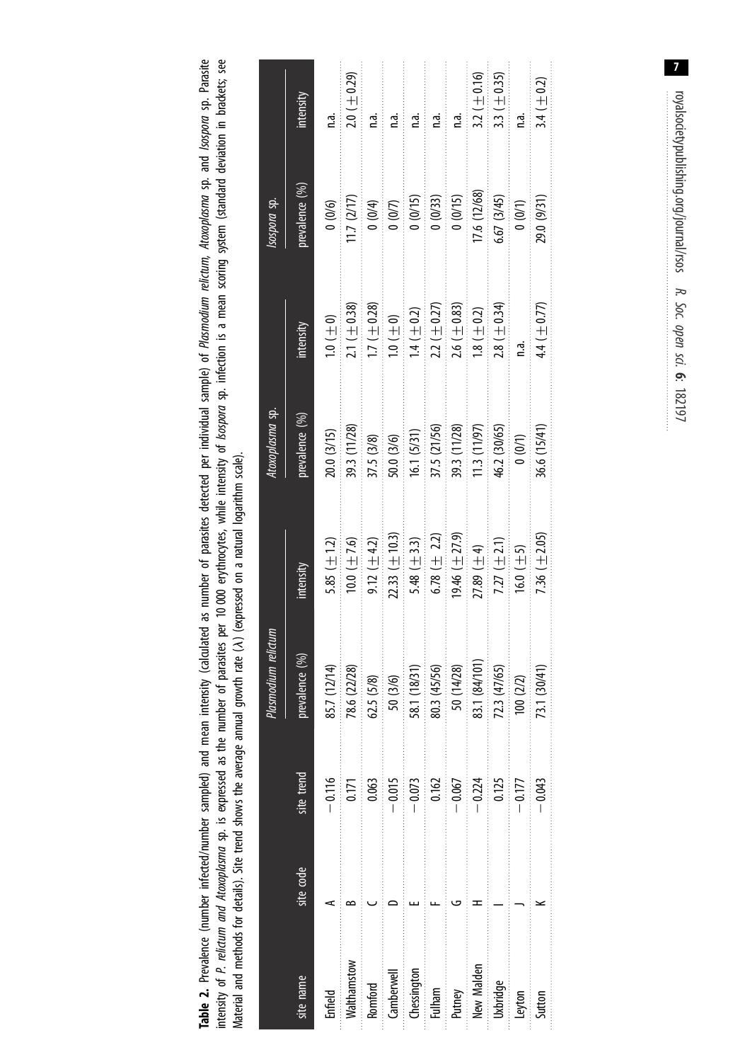**Table 2.** Prevalence (number infected/number sampled) and mean intensity (calculated as number of parasites detected per individual sample) of *Plasmodium relictum*, *Atoxoplasma* sp. and *Isospora* sp. Parasite intensity of *P. relictum and Atoxoplasma* sp. is expressed as the number of parasites per 10 000 erythrocytes, while intensity of *Isospora* sp. infection is a mean scoring system (standard deviation in brackets; see Material and methods for details). Site trend shows the average annual growth rate (λ) (expressed on a natural logarithm scale).

| | | | *Plasmodium relictum* | | *Atoxoplasma* sp. | | *Isospora* sp. | |
|---|---|---|---|---|---|---|---|---|
| site name | site code | site trend | prevalence (%) | intensity | prevalence (%) | intensity | prevalence (%) | intensity |
| Enfield | A | −0.116 | 85.7 (12/14) | 5.85 (±1.2) | 20.0 (3/15) | 1.0 (±0) | 0 (0/6) | n.a. |
| Walthamstow | B | 0.171 | 78.6 (22/28) | 10.0 (±7.6) | 39.3 (11/28) | 2.1 (±0.38) | 11.7 (2/17) | 2.0 (±0.29) |
| Romford | C | 0.063 | 62.5 (5/8) | 9.12 (±4.2) | 37.5 (3/8) | 1.7 (±0.28) | 0 (0/4) | n.a. |
| Camberwell | D | −0.015 | 50 (3/6) | 22.33 (±10.3) | 50.0 (3/6) | 1.0 (±0) | 0 (0/7) | n.a. |
| Chessington | E | −0.073 | 58.1 (18/31) | 5.48 (±3.3) | 16.1 (5/31) | 1.4 (±0.2) | 0 (0/15) | n.a. |
| Fulham | F | 0.162 | 80.3 (45/56) | 6.78 (± 2.2) | 37.5 (21/56) | 2.2 (±0.27) | 0 (0/33) | n.a. |
| Putney | G | −0.067 | 50 (14/28) | 19.46 (±27.9) | 39.3 (11/28) | 2.6 (±0.83) | 0 (0/15) | n.a. |
| New Malden | H | −0.224 | 83.1 (84/101) | 27.89 (±4) | 11.3 (11/97) | 1.8 (±0.2) | 17.6 (12/68) | 3.2 (±0.16) |
| Uxbridge | I | 0.125 | 72.3 (47/65) | 7.27 (±2.1) | 46.2 (30/65) | 2.8 (±0.34) | 6.67 (3/45) | 3.3 (±0.35) |
| Leyton | J | −0.177 | 100 (2/2) | 16.0 (±5) | 0 (0/1) | n.a. | 0 (0/1) | n.a. |
| Sutton | K | −0.043 | 73.1 (30/41) | 7.36 (±2.05) | 36.6 (15/41) | 4.4 (±0.77) | 29.0 (9/31) | 3.4 (±0.2) |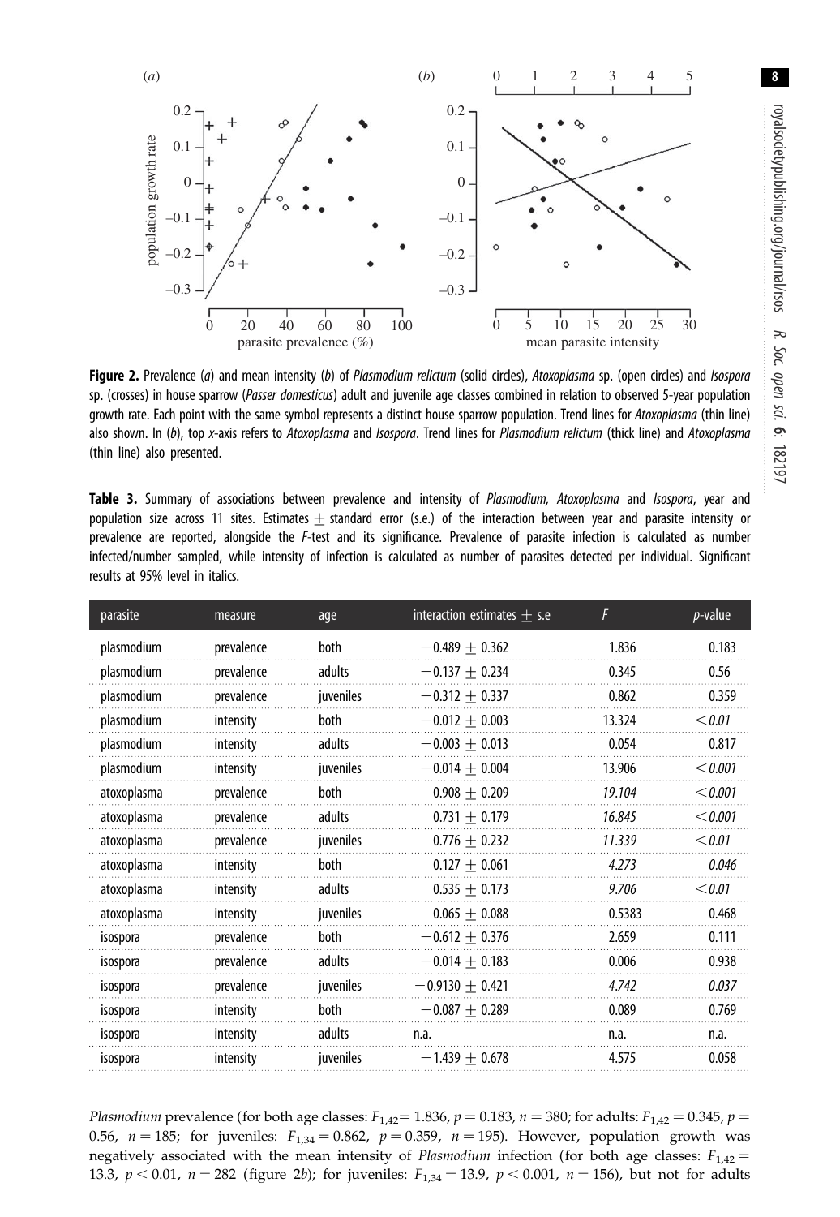(a)

0.2
0.1
0
−0.1
−0.2
−0.3

population growth rate

0 20 40 60 80 100

parasite prevalence (%)

(b)

0 1 2 3 4 5

0.2
0.1
0
−0.1
−0.2
−0.3

0 5 10 15 20 25 30

mean parasite intensity

**Figure 2.** Prevalence (*a*) and mean intensity (*b*) of *Plasmodium relictum* (solid circles), *Atoxoplasma* sp. (open circles) and *Isospora* sp. (crosses) in house sparrow (*Passer domesticus*) adult and juvenile age classes combined in relation to observed 5-year population growth rate. Each point with the same symbol represents a distinct house sparrow population. Trend lines for *Atoxoplasma* (thin line) also shown. In (*b*), top *x*-axis refers to *Atoxoplasma* and *Isospora*. Trend lines for *Plasmodium relictum* (thick line) and *Atoxoplasma* (thin line) also presented.

**Table 3.** Summary of associations between prevalence and intensity of *Plasmodium, Atoxoplasma* and *Isospora*, year and population size across 11 sites. Estimates ± standard error (s.e.) of the interaction between year and parasite intensity or prevalence are reported, alongside the *F*-test and its significance. Prevalence of parasite infection is calculated as number infected/number sampled, while intensity of infection is calculated as number of parasites detected per individual. Significant results at 95% level in italics.

| parasite | measure | age | interaction estimates ± s.e | *F* | *p*-value |
|---|---|---|---|---|---|
| plasmodium | prevalence | both | −0.489 ± 0.362 | 1.836 | 0.183 |
| plasmodium | prevalence | adults | −0.137 ± 0.234 | 0.345 | 0.56 |
| plasmodium | prevalence | juveniles | −0.312 ± 0.337 | 0.862 | 0.359 |
| plasmodium | intensity | both | −0.012 ± 0.003 | 13.324 | *<0.01* |
| plasmodium | intensity | adults | −0.003 ± 0.013 | 0.054 | 0.817 |
| plasmodium | intensity | juveniles | −0.014 ± 0.004 | 13.906 | *<0.001* |
| atoxoplasma | prevalence | both | 0.908 ± 0.209 | *19.104* | *<0.001* |
| atoxoplasma | prevalence | adults | 0.731 ± 0.179 | *16.845* | *<0.001* |
| atoxoplasma | prevalence | juveniles | 0.776 ± 0.232 | *11.339* | *<0.01* |
| atoxoplasma | intensity | both | 0.127 ± 0.061 | *4.273* | *0.046* |
| atoxoplasma | intensity | adults | 0.535 ± 0.173 | *9.706* | *<0.01* |
| atoxoplasma | intensity | juveniles | 0.065 ± 0.088 | 0.5383 | 0.468 |
| isospora | prevalence | both | −0.612 ± 0.376 | 2.659 | 0.111 |
| isospora | prevalence | adults | −0.014 ± 0.183 | 0.006 | 0.938 |
| isospora | prevalence | juveniles | −0.9130 ± 0.421 | *4.742* | *0.037* |
| isospora | intensity | both | −0.087 ± 0.289 | 0.089 | 0.769 |
| isospora | intensity | adults | n.a. | n.a. | n.a. |
| isospora | intensity | juveniles | −1.439 ± 0.678 | 4.575 | 0.058 |

*Plasmodium* prevalence (for both age classes: $F_{1,42} = 1.836$, $p = 0.183$, $n = 380$; for adults: $F_{1,42} = 0.345$, $p = 0.56$, $n = 185$; for juveniles: $F_{1,34} = 0.862$, $p = 0.359$, $n = 195$). However, population growth was negatively associated with the mean intensity of *Plasmodium* infection (for both age classes: $F_{1,42} = 13.3$, $p < 0.01$, $n = 282$ (figure 2*b*); for juveniles: $F_{1,34} = 13.9$, $p < 0.001$, $n = 156$), but not for adults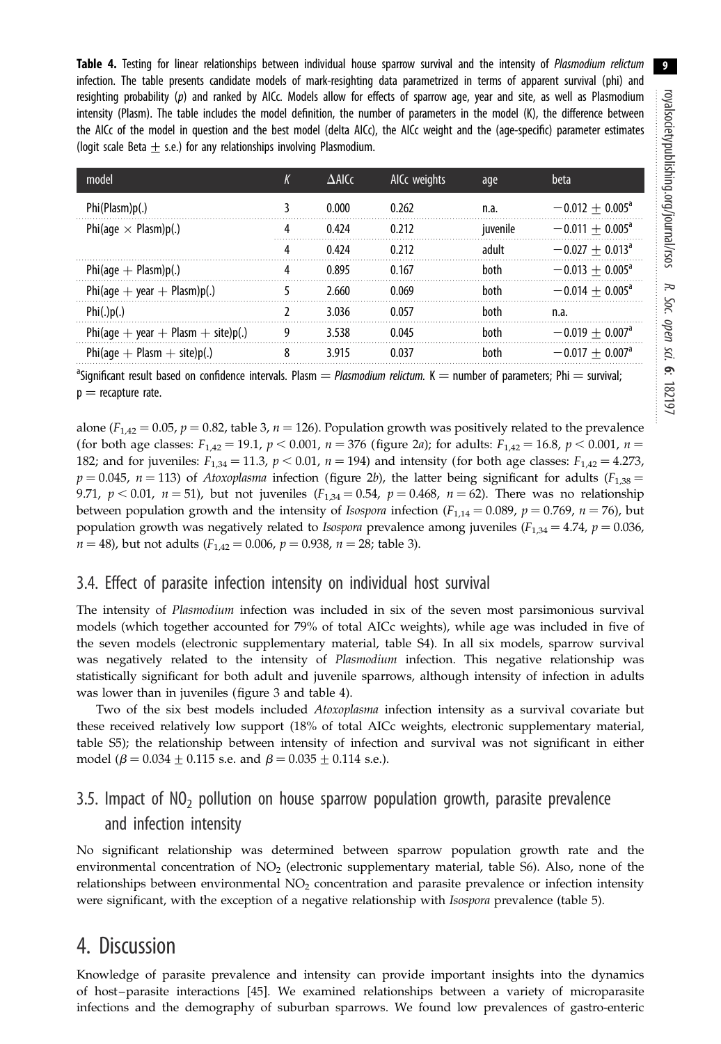**Table 4.** Testing for linear relationships between individual house sparrow survival and the intensity of *Plasmodium relictum* infection. The table presents candidate models of mark-resighting data parametrized in terms of apparent survival (phi) and resighting probability (*p*) and ranked by AICc. Models allow for effects of sparrow age, year and site, as well as Plasmodium intensity (Plasm). The table includes the model definition, the number of parameters in the model (K), the difference between the AICc of the model in question and the best model (delta AICc), the AICc weight and the (age-specific) parameter estimates (logit scale Beta $\pm$ s.e.) for any relationships involving Plasmodium.

| model | *K* | ΔAICc | AICc weights | age | beta |
|---|---|---|---|---|---|
| Phi(Plasm)p(.) | 3 | 0.000 | 0.262 | n.a. | $-0.012 \pm 0.005$[a] |
| Phi(age × Plasm)p(.) | 4 | 0.424 | 0.212 | juvenile | $-0.011 \pm 0.005$[a] |
| | 4 | 0.424 | 0.212 | adult | $-0.027 \pm 0.013$[a] |
| Phi(age + Plasm)p(.) | 4 | 0.895 | 0.167 | both | $-0.013 \pm 0.005$[a] |
| Phi(age + year + Plasm)p(.) | 5 | 2.660 | 0.069 | both | $-0.014 \pm 0.005$[a] |
| Phi(.)p(.) | 2 | 3.036 | 0.057 | both | n.a. |
| Phi(age + year + Plasm + site)p(.) | 9 | 3.538 | 0.045 | both | $-0.019 \pm 0.007$[a] |
| Phi(age + Plasm + site)p(.) | 8 | 3.915 | 0.037 | both | $-0.017 \pm 0.007$[a] |

[a]Significant result based on confidence intervals. Plasm = *Plasmodium relictum.* K = number of parameters; Phi = survival; p = recapture rate.

alone ($F_{1,42} = 0.05$, $p = 0.82$, table 3, $n = 126$). Population growth was positively related to the prevalence (for both age classes: $F_{1,42} = 19.1$, $p < 0.001$, $n = 376$ (figure 2*a*); for adults: $F_{1,42} = 16.8$, $p < 0.001$, $n = 182$; and for juveniles: $F_{1,34} = 11.3$, $p < 0.01$, $n = 194$) and intensity (for both age classes: $F_{1,42} = 4.273$, $p = 0.045$, $n = 113$) of *Atoxoplasma* infection (figure 2*b*), the latter being significant for adults ($F_{1,38} = 9.71$, $p < 0.01$, $n = 51$), but not juveniles ($F_{1,34} = 0.54$, $p = 0.468$, $n = 62$). There was no relationship between population growth and the intensity of *Isospora* infection ($F_{1,14} = 0.089$, $p = 0.769$, $n = 76$), but population growth was negatively related to *Isospora* prevalence among juveniles ($F_{1,34} = 4.74$, $p = 0.036$, $n = 48$), but not adults ($F_{1,42} = 0.006$, $p = 0.938$, $n = 28$; table 3).

## 3.4. Effect of parasite infection intensity on individual host survival

The intensity of *Plasmodium* infection was included in six of the seven most parsimonious survival models (which together accounted for 79% of total AICc weights), while age was included in five of the seven models (electronic supplementary material, table S4). In all six models, sparrow survival was negatively related to the intensity of *Plasmodium* infection. This negative relationship was statistically significant for both adult and juvenile sparrows, although intensity of infection in adults was lower than in juveniles (figure 3 and table 4).

Two of the six best models included *Atoxoplasma* infection intensity as a survival covariate but these received relatively low support (18% of total AICc weights, electronic supplementary material, table S5); the relationship between intensity of infection and survival was not significant in either model ($\beta = 0.034 \pm 0.115$ s.e. and $\beta = 0.035 \pm 0.114$ s.e.).

## 3.5. Impact of $NO_2$ pollution on house sparrow population growth, parasite prevalence and infection intensity

No significant relationship was determined between sparrow population growth rate and the environmental concentration of $NO_2$ (electronic supplementary material, table S6). Also, none of the relationships between environmental $NO_2$ concentration and parasite prevalence or infection intensity were significant, with the exception of a negative relationship with *Isospora* prevalence (table 5).

# 4. Discussion

Knowledge of parasite prevalence and intensity can provide important insights into the dynamics of host–parasite interactions [45]. We examined relationships between a variety of microparasite infections and the demography of suburban sparrows. We found low prevalences of gastro-enteric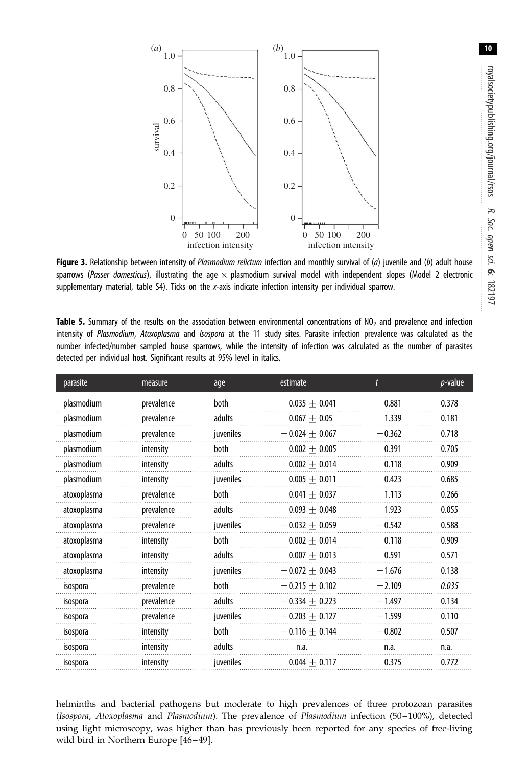(a)

1.0
0.8
0.6
0.4
0.2
0

survival

0 50 100 200
infection intensity

(b)

1.0
0.8
0.6
0.4
0.2
0

0 50 100 200
infection intensity

**Figure 3.** Relationship between intensity of *Plasmodium relictum* infection and monthly survival of (*a*) juvenile and (*b*) adult house sparrows (*Passer domesticus*), illustrating the age × plasmodium survival model with independent slopes (Model 2 electronic supplementary material, table S4). Ticks on the *x*-axis indicate infection intensity per individual sparrow.

**Table 5.** Summary of the results on the association between environmental concentrations of $NO_2$ and prevalence and infection intensity of *Plasmodium*, *Atoxoplasma* and *Isospora* at the 11 study sites. Parasite infection prevalence was calculated as the number infected/number sampled house sparrows, while the intensity of infection was calculated as the number of parasites detected per individual host. Significant results at 95% level in italics.

| parasite | measure | age | estimate | $t$ | $p$-value |
|---|---|---|---|---|---|
| plasmodium | prevalence | both | $0.035 \pm 0.041$ | 0.881 | 0.378 |
| plasmodium | prevalence | adults | $0.067 \pm 0.05$ | 1.339 | 0.181 |
| plasmodium | prevalence | juveniles | $-0.024 \pm 0.067$ | −0.362 | 0.718 |
| plasmodium | intensity | both | $0.002 \pm 0.005$ | 0.391 | 0.705 |
| plasmodium | intensity | adults | $0.002 \pm 0.014$ | 0.118 | 0.909 |
| plasmodium | intensity | juveniles | $0.005 \pm 0.011$ | 0.423 | 0.685 |
| atoxoplasma | prevalence | both | $0.041 \pm 0.037$ | 1.113 | 0.266 |
| atoxoplasma | prevalence | adults | $0.093 \pm 0.048$ | 1.923 | 0.055 |
| atoxoplasma | prevalence | juveniles | $-0.032 \pm 0.059$ | −0.542 | 0.588 |
| atoxoplasma | intensity | both | $0.002 \pm 0.014$ | 0.118 | 0.909 |
| atoxoplasma | intensity | adults | $0.007 \pm 0.013$ | 0.591 | 0.571 |
| atoxoplasma | intensity | juveniles | $-0.072 \pm 0.043$ | −1.676 | 0.138 |
| isospora | prevalence | both | $-0.215 \pm 0.102$ | −2.109 | *0.035* |
| isospora | prevalence | adults | $-0.334 \pm 0.223$ | −1.497 | 0.134 |
| isospora | prevalence | juveniles | $-0.203 \pm 0.127$ | −1.599 | 0.110 |
| isospora | intensity | both | $-0.116 \pm 0.144$ | −0.802 | 0.507 |
| isospora | intensity | adults | n.a. | n.a. | n.a. |
| isospora | intensity | juveniles | $0.044 \pm 0.117$ | 0.375 | 0.772 |

helminths and bacterial pathogens but moderate to high prevalences of three protozoan parasites (*Isospora*, *Atoxoplasma* and *Plasmodium*). The prevalence of *Plasmodium* infection (50–100%), detected using light microscopy, was higher than has previously been reported for any species of free-living wild bird in Northern Europe [46–49].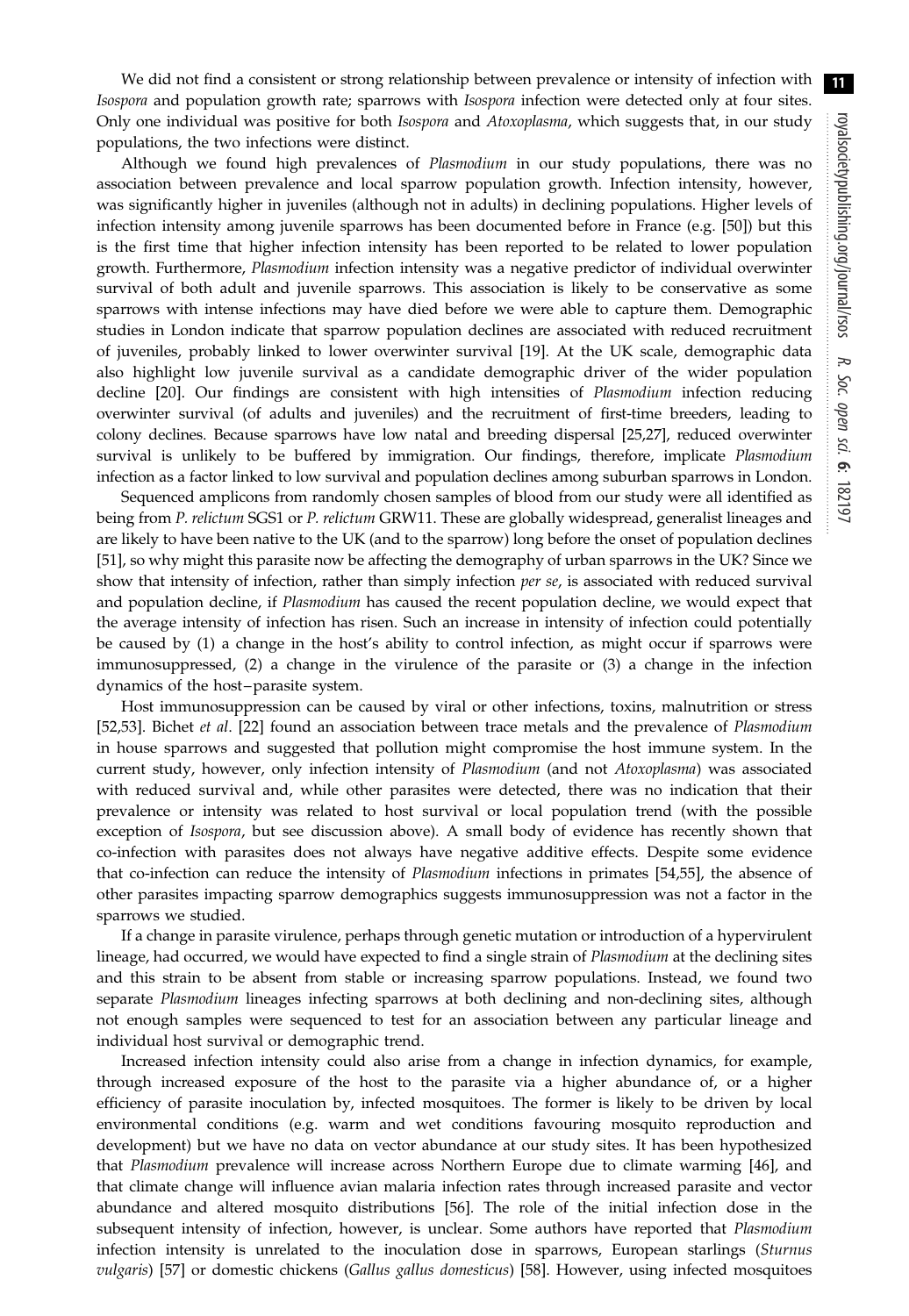We did not find a consistent or strong relationship between prevalence or intensity of infection with *Isospora* and population growth rate; sparrows with *Isospora* infection were detected only at four sites. Only one individual was positive for both *Isospora* and *Atoxoplasma*, which suggests that, in our study populations, the two infections were distinct.

Although we found high prevalences of *Plasmodium* in our study populations, there was no association between prevalence and local sparrow population growth. Infection intensity, however, was significantly higher in juveniles (although not in adults) in declining populations. Higher levels of infection intensity among juvenile sparrows has been documented before in France (e.g. [50]) but this is the first time that higher infection intensity has been reported to be related to lower population growth. Furthermore, *Plasmodium* infection intensity was a negative predictor of individual overwinter survival of both adult and juvenile sparrows. This association is likely to be conservative as some sparrows with intense infections may have died before we were able to capture them. Demographic studies in London indicate that sparrow population declines are associated with reduced recruitment of juveniles, probably linked to lower overwinter survival [19]. At the UK scale, demographic data also highlight low juvenile survival as a candidate demographic driver of the wider population decline [20]. Our findings are consistent with high intensities of *Plasmodium* infection reducing overwinter survival (of adults and juveniles) and the recruitment of first-time breeders, leading to colony declines. Because sparrows have low natal and breeding dispersal [25,27], reduced overwinter survival is unlikely to be buffered by immigration. Our findings, therefore, implicate *Plasmodium* infection as a factor linked to low survival and population declines among suburban sparrows in London.

Sequenced amplicons from randomly chosen samples of blood from our study were all identified as being from *P. relictum* SGS1 or *P. relictum* GRW11. These are globally widespread, generalist lineages and are likely to have been native to the UK (and to the sparrow) long before the onset of population declines [51], so why might this parasite now be affecting the demography of urban sparrows in the UK? Since we show that intensity of infection, rather than simply infection *per se*, is associated with reduced survival and population decline, if *Plasmodium* has caused the recent population decline, we would expect that the average intensity of infection has risen. Such an increase in intensity of infection could potentially be caused by (1) a change in the host's ability to control infection, as might occur if sparrows were immunosuppressed, (2) a change in the virulence of the parasite or (3) a change in the infection dynamics of the host–parasite system.

Host immunosuppression can be caused by viral or other infections, toxins, malnutrition or stress [52,53]. Bichet *et al*. [22] found an association between trace metals and the prevalence of *Plasmodium* in house sparrows and suggested that pollution might compromise the host immune system. In the current study, however, only infection intensity of *Plasmodium* (and not *Atoxoplasma*) was associated with reduced survival and, while other parasites were detected, there was no indication that their prevalence or intensity was related to host survival or local population trend (with the possible exception of *Isospora*, but see discussion above). A small body of evidence has recently shown that co-infection with parasites does not always have negative additive effects. Despite some evidence that co-infection can reduce the intensity of *Plasmodium* infections in primates [54,55], the absence of other parasites impacting sparrow demographics suggests immunosuppression was not a factor in the sparrows we studied.

If a change in parasite virulence, perhaps through genetic mutation or introduction of a hypervirulent lineage, had occurred, we would have expected to find a single strain of *Plasmodium* at the declining sites and this strain to be absent from stable or increasing sparrow populations. Instead, we found two separate *Plasmodium* lineages infecting sparrows at both declining and non-declining sites, although not enough samples were sequenced to test for an association between any particular lineage and individual host survival or demographic trend.

Increased infection intensity could also arise from a change in infection dynamics, for example, through increased exposure of the host to the parasite via a higher abundance of, or a higher efficiency of parasite inoculation by, infected mosquitoes. The former is likely to be driven by local environmental conditions (e.g. warm and wet conditions favouring mosquito reproduction and development) but we have no data on vector abundance at our study sites. It has been hypothesized that *Plasmodium* prevalence will increase across Northern Europe due to climate warming [46], and that climate change will influence avian malaria infection rates through increased parasite and vector abundance and altered mosquito distributions [56]. The role of the initial infection dose in the subsequent intensity of infection, however, is unclear. Some authors have reported that *Plasmodium* infection intensity is unrelated to the inoculation dose in sparrows, European starlings (*Sturnus vulgaris*) [57] or domestic chickens (*Gallus gallus domesticus*) [58]. However, using infected mosquitoes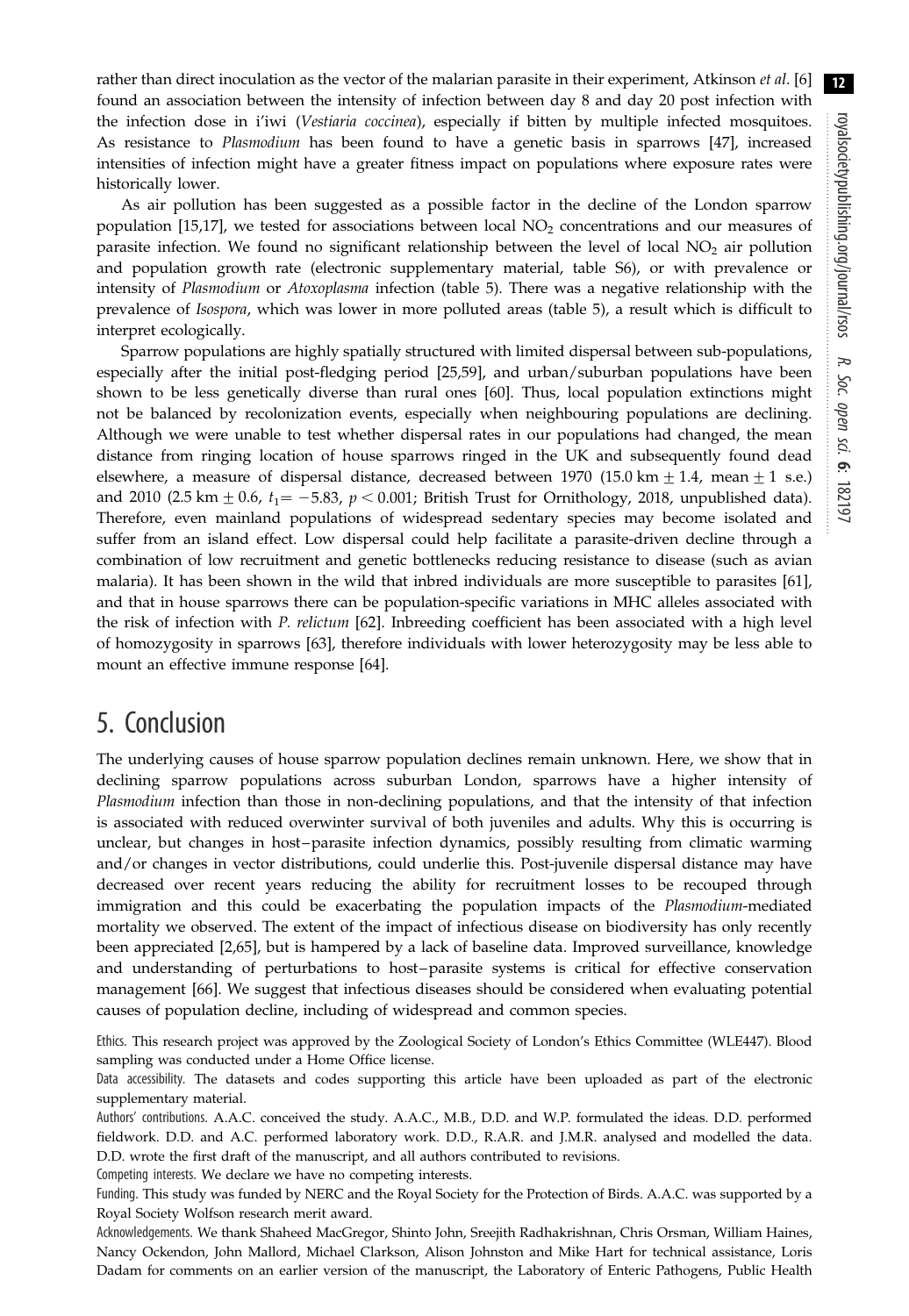rather than direct inoculation as the vector of the malarian parasite in their experiment, Atkinson *et al*. [6] found an association between the intensity of infection between day 8 and day 20 post infection with the infection dose in i'iwi (*Vestiaria coccinea*), especially if bitten by multiple infected mosquitoes. As resistance to *Plasmodium* has been found to have a genetic basis in sparrows [47], increased intensities of infection might have a greater fitness impact on populations where exposure rates were historically lower.

As air pollution has been suggested as a possible factor in the decline of the London sparrow population [15,17], we tested for associations between local $NO_2$ concentrations and our measures of parasite infection. We found no significant relationship between the level of local $NO_2$ air pollution and population growth rate (electronic supplementary material, table S6), or with prevalence or intensity of *Plasmodium* or *Atoxoplasma* infection (table 5). There was a negative relationship with the prevalence of *Isospora*, which was lower in more polluted areas (table 5), a result which is difficult to interpret ecologically.

Sparrow populations are highly spatially structured with limited dispersal between sub-populations, especially after the initial post-fledging period [25,59], and urban/suburban populations have been shown to be less genetically diverse than rural ones [60]. Thus, local population extinctions might not be balanced by recolonization events, especially when neighbouring populations are declining. Although we were unable to test whether dispersal rates in our populations had changed, the mean distance from ringing location of house sparrows ringed in the UK and subsequently found dead elsewhere, a measure of dispersal distance, decreased between 1970 (15.0 km $\pm$ 1.4, mean $\pm$ 1 s.e.) and 2010 (2.5 km $\pm$ 0.6, $t_1 = -5.83$, $p < 0.001$; British Trust for Ornithology, 2018, unpublished data). Therefore, even mainland populations of widespread sedentary species may become isolated and suffer from an island effect. Low dispersal could help facilitate a parasite-driven decline through a combination of low recruitment and genetic bottlenecks reducing resistance to disease (such as avian malaria). It has been shown in the wild that inbred individuals are more susceptible to parasites [61], and that in house sparrows there can be population-specific variations in MHC alleles associated with the risk of infection with *P. relictum* [62]. Inbreeding coefficient has been associated with a high level of homozygosity in sparrows [63], therefore individuals with lower heterozygosity may be less able to mount an effective immune response [64].

## 5. Conclusion

The underlying causes of house sparrow population declines remain unknown. Here, we show that in declining sparrow populations across suburban London, sparrows have a higher intensity of *Plasmodium* infection than those in non-declining populations, and that the intensity of that infection is associated with reduced overwinter survival of both juveniles and adults. Why this is occurring is unclear, but changes in host–parasite infection dynamics, possibly resulting from climatic warming and/or changes in vector distributions, could underlie this. Post-juvenile dispersal distance may have decreased over recent years reducing the ability for recruitment losses to be recouped through immigration and this could be exacerbating the population impacts of the *Plasmodium*-mediated mortality we observed. The extent of the impact of infectious disease on biodiversity has only recently been appreciated [2,65], but is hampered by a lack of baseline data. Improved surveillance, knowledge and understanding of perturbations to host–parasite systems is critical for effective conservation management [66]. We suggest that infectious diseases should be considered when evaluating potential causes of population decline, including of widespread and common species.

Ethics. This research project was approved by the Zoological Society of London's Ethics Committee (WLE447). Blood sampling was conducted under a Home Office license.

Data accessibility. The datasets and codes supporting this article have been uploaded as part of the electronic supplementary material.

Authors' contributions. A.A.C. conceived the study. A.A.C., M.B., D.D. and W.P. formulated the ideas. D.D. performed fieldwork. D.D. and A.C. performed laboratory work. D.D., R.A.R. and J.M.R. analysed and modelled the data. D.D. wrote the first draft of the manuscript, and all authors contributed to revisions.

Competing interests. We declare we have no competing interests.

Funding. This study was funded by NERC and the Royal Society for the Protection of Birds. A.A.C. was supported by a Royal Society Wolfson research merit award.

Acknowledgements. We thank Shaheed MacGregor, Shinto John, Sreejith Radhakrishnan, Chris Orsman, William Haines, Nancy Ockendon, John Mallord, Michael Clarkson, Alison Johnston and Mike Hart for technical assistance, Loris Dadam for comments on an earlier version of the manuscript, the Laboratory of Enteric Pathogens, Public Health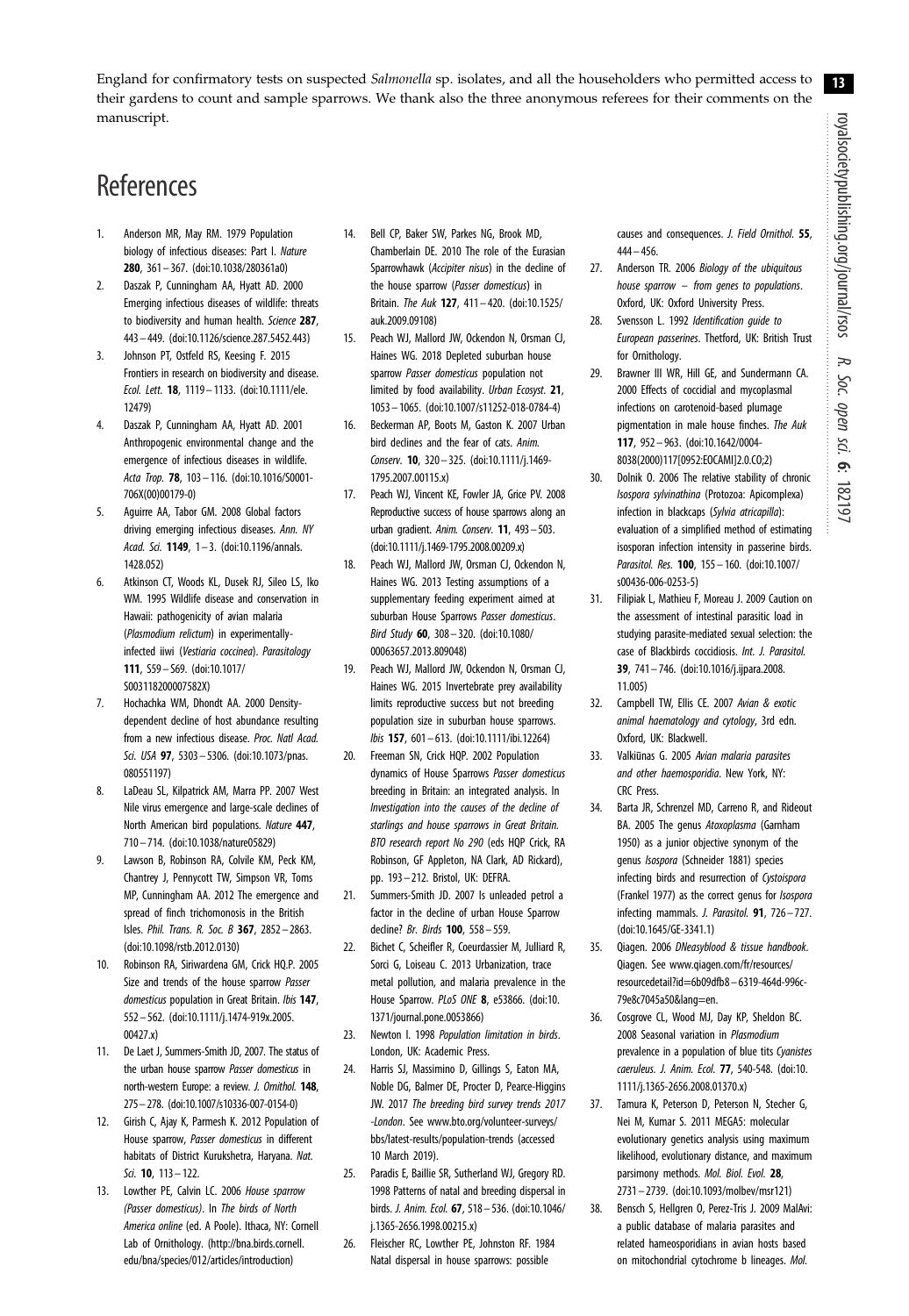England for confirmatory tests on suspected *Salmonella* sp. isolates, and all the householders who permitted access to their gardens to count and sample sparrows. We thank also the three anonymous referees for their comments on the manuscript.

# References

1. Anderson MR, May RM. 1979 Population biology of infectious diseases: Part I. *Nature* **280**, 361–367. (doi:10.1038/280361a0)
2. Daszak P, Cunningham AA, Hyatt AD. 2000 Emerging infectious diseases of wildlife: threats to biodiversity and human health. *Science* **287**, 443–449. (doi:10.1126/science.287.5452.443)
3. Johnson PT, Ostfeld RS, Keesing F. 2015 Frontiers in research on biodiversity and disease. *Ecol. Lett.* **18**, 1119–1133. (doi:10.1111/ele.12479)
4. Daszak P, Cunningham AA, Hyatt AD. 2001 Anthropogenic environmental change and the emergence of infectious diseases in wildlife. *Acta Trop.* **78**, 103–116. (doi:10.1016/S0001-706X(00)00179-0)
5. Aguirre AA, Tabor GM. 2008 Global factors driving emerging infectious diseases. *Ann. NY Acad. Sci.* **1149**, 1–3. (doi:10.1196/annals.1428.052)
6. Atkinson CT, Woods KL, Dusek RJ, Sileo LS, Iko WM. 1995 Wildlife disease and conservation in Hawaii: pathogenicity of avian malaria (*Plasmodium relictum*) in experimentally-infected iiwi (*Vestiaria coccinea*). *Parasitology* **111**, S59–S69. (doi:10.1017/S003118200007582X)
7. Hochachka WM, Dhondt AA. 2000 Density-dependent decline of host abundance resulting from a new infectious disease. *Proc. Natl Acad. Sci. USA* **97**, 5303–5306. (doi:10.1073/pnas.080551197)
8. LaDeau SL, Kilpatrick AM, Marra PP. 2007 West Nile virus emergence and large-scale declines of North American bird populations. *Nature* **447**, 710–714. (doi:10.1038/nature05829)
9. Lawson B, Robinson RA, Colvile KM, Peck KM, Chantrey J, Pennycott TW, Simpson VR, Toms MP, Cunningham AA. 2012 The emergence and spread of finch trichomonosis in the British Isles. *Phil. Trans. R. Soc. B* **367**, 2852–2863. (doi:10.1098/rstb.2012.0130)
10. Robinson RA, Siriwardena GM, Crick HQ.P. 2005 Size and trends of the house sparrow *Passer domesticus* population in Great Britain. *Ibis* **147**, 552–562. (doi:10.1111/j.1474-919x.2005.00427.x)
11. De Laet J, Summers-Smith JD, 2007. The status of the urban house sparrow *Passer domesticus* in north-western Europe: a review. *J. Ornithol.* **148**, 275–278. (doi:10.1007/s10336-007-0154-0)
12. Girish C, Ajay K, Parmesh K. 2012 Population of House sparrow, *Passer domesticus* in different habitats of District Kurukshetra, Haryana. *Nat. Sci.* **10**, 113–122.
13. Lowther PE, Calvin LC. 2006 *House sparrow (Passer domesticus)*. In *The birds of North America online* (ed. A Poole). Ithaca, NY: Cornell Lab of Ornithology. (http://bna.birds.cornell.edu/bna/species/012/articles/introduction)
14. Bell CP, Baker SW, Parkes NG, Brook MD, Chamberlain DE. 2010 The role of the Eurasian Sparrowhawk (*Accipiter nisus*) in the decline of the house sparrow (*Passer domesticus*) in Britain. *The Auk* **127**, 411–420. (doi:10.1525/auk.2009.09108)
15. Peach WJ, Mallord JW, Ockendon N, Orsman CJ, Haines WG. 2018 Depleted suburban house sparrow *Passer domesticus* population not limited by food availability. *Urban Ecosyst.* **21**, 1053–1065. (doi:10.1007/s11252-018-0784-4)
16. Beckerman AP, Boots M, Gaston K. 2007 Urban bird declines and the fear of cats. *Anim. Conserv.* **10**, 320–325. (doi:10.1111/j.1469-1795.2007.00115.x)
17. Peach WJ, Vincent KE, Fowler JA, Grice PV. 2008 Reproductive success of house sparrows along an urban gradient. *Anim. Conserv.* **11**, 493–503. (doi:10.1111/j.1469-1795.2008.00209.x)
18. Peach WJ, Mallord JW, Orsman CJ, Ockendon N, Haines WG. 2013 Testing assumptions of a supplementary feeding experiment aimed at suburban House Sparrows *Passer domesticus*. *Bird Study* **60**, 308–320. (doi:10.1080/00063657.2013.809048)
19. Peach WJ, Mallord JW, Ockendon N, Orsman CJ, Haines WG. 2015 Invertebrate prey availability limits reproductive success but not breeding population size in suburban house sparrows. *Ibis* **157**, 601–613. (doi:10.1111/ibi.12264)
20. Freeman SN, Crick HQP. 2002 Population dynamics of House Sparrows *Passer domesticus* breeding in Britain: an integrated analysis. In *Investigation into the causes of the decline of starlings and house sparrows in Great Britain. BTO research report No 290* (eds HQP Crick, RA Robinson, GF Appleton, NA Clark, AD Rickard), pp. 193–212. Bristol, UK: DEFRA.
21. Summers-Smith JD. 2007 Is unleaded petrol a factor in the decline of urban House Sparrow decline? *Br. Birds* **100**, 558–559.
22. Bichet C, Scheifler R, Coeurdassier M, Julliard R, Sorci G, Loiseau C. 2013 Urbanization, trace metal pollution, and malaria prevalence in the House Sparrow. *PLoS ONE* **8**, e53866. (doi:10.1371/journal.pone.0053866)
23. Newton I. 1998 *Population limitation in birds*. London, UK: Academic Press.
24. Harris SJ, Massimino D, Gillings S, Eaton MA, Noble DG, Balmer DE, Procter D, Pearce-Higgins JW. 2017 *The breeding bird survey trends 2017 -London*. See www.bto.org/volunteer-surveys/bbs/latest-results/population-trends (accessed 10 March 2019).
25. Paradis E, Baillie SR, Sutherland WJ, Gregory RD. 1998 Patterns of natal and breeding dispersal in birds. *J. Anim. Ecol.* **67**, 518–536. (doi:10.1046/j.1365-2656.1998.00215.x)
26. Fleischer RC, Lowther PE, Johnston RF. 1984 Natal dispersal in house sparrows: possible causes and consequences. *J. Field Ornithol.* **55**, 444–456.
27. Anderson TR. 2006 *Biology of the ubiquitous house sparrow – from genes to populations*. Oxford, UK: Oxford University Press.
28. Svensson L. 1992 *Identification guide to European passerines*. Thetford, UK: British Trust for Ornithology.
29. Brawner III WR, Hill GE, and Sundermann CA. 2000 Effects of coccidial and mycoplasmal infections on carotenoid-based plumage pigmentation in male house finches. *The Auk* **117**, 952–963. (doi:10.1642/0004-8038(2000)117[0952:EOCAMI]2.0.CO;2)
30. Dolnik O. 2006 The relative stability of chronic *Isospora sylvinathina* (Protozoa: Apicomplexa) infection in blackcaps (*Sylvia atricapilla*): evaluation of a simplified method of estimating isosporan infection intensity in passerine birds. *Parasitol. Res.* **100**, 155–160. (doi:10.1007/s00436-006-0253-5)
31. Filipiak L, Mathieu F, Moreau J. 2009 Caution on the assessment of intestinal parasitic load in studying parasite-mediated sexual selection: the case of Blackbirds coccidiosis. *Int. J. Parasitol.* **39**, 741–746. (doi:10.1016/j.ijpara.2008.11.005)
32. Campbell TW, Ellis CE. 2007 *Avian & exotic animal haematology and cytology*, 3rd edn. Oxford, UK: Blackwell.
33. Valkiūnas G. 2005 *Avian malaria parasites and other haemosporidia*. New York, NY: CRC Press.
34. Barta JR, Schrenzel MD, Carreno R, and Rideout BA. 2005 The genus *Atoxoplasma* (Garnham 1950) as a junior objective synonym of the genus *Isospora* (Schneider 1881) species infecting birds and resurrection of *Cystoispora* (Frankel 1977) as the correct genus for *Isospora* infecting mammals. *J. Parasitol.* **91**, 726–727. (doi:10.1645/GE-3341.1)
35. Qiagen. 2006 *DNeasyblood & tissue handbook*. Qiagen. See www.qiagen.com/fr/resources/resourcedetail?id=6b09dfb8–6319-464d-996c-79e8c7045a50&lang=en.
36. Cosgrove CL, Wood MJ, Day KP, Sheldon BC. 2008 Seasonal variation in *Plasmodium* prevalence in a population of blue tits *Cyanistes caeruleus*. *J. Anim. Ecol.* **77**, 540-548. (doi:10.1111/j.1365-2656.2008.01370.x)
37. Tamura K, Peterson D, Peterson N, Stecher G, Nei M, Kumar S. 2011 MEGA5: molecular evolutionary genetics analysis using maximum likelihood, evolutionary distance, and maximum parsimony methods. *Mol. Biol. Evol.* **28**, 2731–2739. (doi:10.1093/molbev/msr121)
38. Bensch S, Hellgren O, Perez-Tris J. 2009 MalAvi: a public database of malaria parasites and related haemosporidians in avian hosts based on mitochondrial cytochrome b lineages. *Mol.*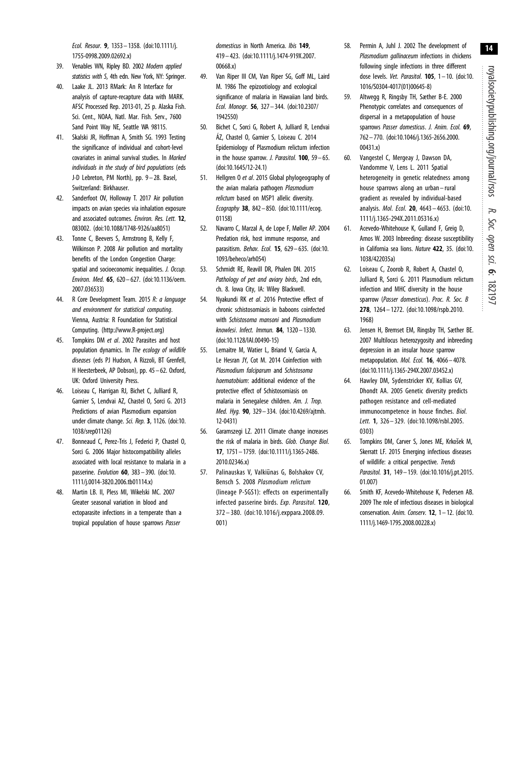*Ecol. Resour.* **9**, 1353–1358. (doi:10.1111/j.1755-0998.2009.02692.x)

39. Venables WN, Ripley BD. 2002 *Modern applied statistics with S*, 4th edn. New York, NY: Springer.
40. Laake JL. 2013 RMark: An R Interface for analysis of capture-recapture data with MARK. AFSC Processed Rep. 2013-01, 25 p. Alaska Fish. Sci. Cent., NOAA, Natl. Mar. Fish. Serv., 7600 Sand Point Way NE, Seattle WA 98115.
41. Skalski JR, Hoffman A, Smith SG. 1993 Testing the significance of individual and cohort-level covariates in animal survival studies. In *Marked individuals in the study of bird populations* (eds J-D Lebreton, PM North), pp. 9–28. Basel, Switzerland: Birkhauser.
42. Sanderfoot OV, Holloway T. 2017 Air pollution impacts on avian species via inhalation exposure and associated outcomes. *Environ. Res. Lett.* **12**, 083002. (doi:10.1088/1748-9326/aa8051)
43. Tonne C, Beevers S, Armstrong B, Kelly F, Wilkinson P. 2008 Air pollution and mortality benefits of the London Congestion Charge: spatial and socioeconomic inequalities. *J. Occup. Environ. Med.* **65**, 620–627. (doi:10.1136/oem.2007.036533)
44. R Core Development Team. 2015 *R: a language and environment for statistical computing*. Vienna, Austria: R Foundation for Statistical Computing. (http://www.R-project.org)
45. Tompkins DM *et al*. 2002 Parasites and host population dynamics. In *The ecology of wildlife diseases* (eds PJ Hudson, A Rizzoli, BT Grenfell, H Heesterbeek, AP Dobson), pp. 45–62. Oxford, UK: Oxford University Press.
46. Loiseau C, Harrigan RJ, Bichet C, Julliard R, Garnier S, Lendvai AZ, Chastel O, Sorci G. 2013 Predictions of avian Plasmodium expansion under climate change. *Sci. Rep.* **3**, 1126. (doi:10.1038/srep01126)
47. Bonneaud C, Perez-Tris J, Federici P, Chastel O, Sorci G. 2006 Major histocompatibility alleles associated with local resistance to malaria in a passerine. *Evolution* **60**, 383–390. (doi:10.1111/j.0014-3820.2006.tb01114.x)
48. Martin LB. II, Pless MI, Wikelski MC. 2007 Greater seasonal variation in blood and ectoparasite infections in a temperate than a tropical population of house sparrows *Passer domesticus* in North America. *Ibis* **149**, 419–423. (doi:10.1111/j.1474-919X.2007.00668.x)
49. Van Riper III CM, Van Riper SG, Goff ML, Laird M. 1986 The epizootiology and ecological significance of malaria in Hawaiian land birds. *Ecol. Monogr.* **56**, 327–344. (doi:10.2307/1942550)
50. Bichet C, Sorci G, Robert A, Julliard R, Lendvai ÁZ, Chastel O, Garnier S, Loiseau C. 2014 Epidemiology of Plasmodium relictum infection in the house sparrow. *J. Parasitol.* **100**, 59–65. (doi:10.1645/12-24.1)
51. Hellgren O *et al*. 2015 Global phylogeography of the avian malaria pathogen *Plasmodium relictum* based on MSP1 allelic diversity. *Ecography* **38**, 842–850. (doi:10.1111/ecog.01158)
52. Navarro C, Marzal A, de Lope F, Møller AP. 2004 Predation risk, host immune response, and parasitism. *Behav. Ecol.* **15**, 629–635. (doi:10.1093/beheco/arh054)
53. Schmidt RE, Reavill DR, Phalen DN. 2015 *Pathology of pet and aviary birds*, 2nd edn, ch. 8. Iowa City, IA: Wiley Blackwell.
54. Nyakundi RK *et al*. 2016 Protective effect of chronic schistosomiasis in baboons coinfected with *Schistosoma mansoni* and *Plasmodium knowlesi*. *Infect. Immun.* **84**, 1320–1330. (doi:10.1128/IAI.00490-15)
55. Lemaitre M, Watier L, Briand V, Garcia A, Le Hesran JY, Cot M. 2014 Coinfection with *Plasmodium falciparum* and *Schistosoma haematobium*: additional evidence of the protective effect of Schistosomiasis on malaria in Senegalese children. *Am. J. Trop. Med. Hyg.* **90**, 329–334. (doi:10.4269/ajtmh.12-0431)
56. Garamszegi LZ. 2011 Climate change increases the risk of malaria in birds. *Glob. Change Biol.* **17**, 1751–1759. (doi:10.1111/j.1365-2486.2010.02346.x)
57. Palinauskas V, Valkiūnas G, Bolshakov CV, Bensch S. 2008 *Plasmodium relictum* (lineage P-SGS1): effects on experimentally infected passerine birds. *Exp. Parasitol.* **120**, 372–380. (doi:10.1016/j.exppara.2008.09.001)
58. Permin A, Juhl J. 2002 The development of *Plasmodium gallinaceum* infections in chickens following single infections in three different dose levels. *Vet. Parasitol.* **105**, 1–10. (doi:10.1016/S0304-4017(01)00645-8)
59. Altwegg R, Ringsby TH, Sæther B-E. 2000 Phenotypic correlates and consequences of dispersal in a metapopulation of house sparrows *Passer domesticus*. *J. Anim. Ecol.* **69**, 762–770. (doi:10.1046/j.1365-2656.2000.00431.x)
60. Vangestel C, Mergeay J, Dawson DA, Vandomme V, Lens L. 2011 Spatial heterogeneity in genetic relatedness among house sparrows along an urban–rural gradient as revealed by individual-based analysis. *Mol. Ecol.* **20**, 4643–4653. (doi:10.1111/j.1365-294X.2011.05316.x)
61. Acevedo-Whitehouse K, Gulland F, Greig D, Amos W. 2003 Inbreeding: disease susceptibility in California sea lions. *Nature* **422**, 35. (doi:10.1038/422035a)
62. Loiseau C, Zoorob R, Robert A, Chastel O, Julliard R, Sorci G. 2011 Plasmodium relictum infection and MHC diversity in the house sparrow (*Passer domesticus*). *Proc. R. Soc. B* **278**, 1264–1272. (doi:10.1098/rspb.2010.1968)
63. Jensen H, Bremset EM, Ringsby TH, Sæther BE. 2007 Multilocus heterozygosity and inbreeding depression in an insular house sparrow metapopulation. *Mol. Ecol.* **16**, 4066–4078. (doi:10.1111/j.1365-294X.2007.03452.x)
64. Hawley DM, Sydenstricker KV, Kollias GV, Dhondt AA. 2005 Genetic diversity predicts pathogen resistance and cell-mediated immunocompetence in house finches. *Biol. Lett.* **1**, 326–329. (doi:10.1098/rsbl.2005.0303)
65. Tompkins DM, Carver S, Jones ME, Krkošek M, Skerratt LF. 2015 Emerging infectious diseases of wildlife: a critical perspective. *Trends Parasitol.* **31**, 149–159. (doi:10.1016/j.pt.2015.01.007)
66. Smith KF, Acevedo-Whitehouse K, Pedersen AB. 2009 The role of infectious diseases in biological conservation. *Anim. Conserv.* **12**, 1–12. (doi:10.1111/j.1469-1795.2008.00228.x)